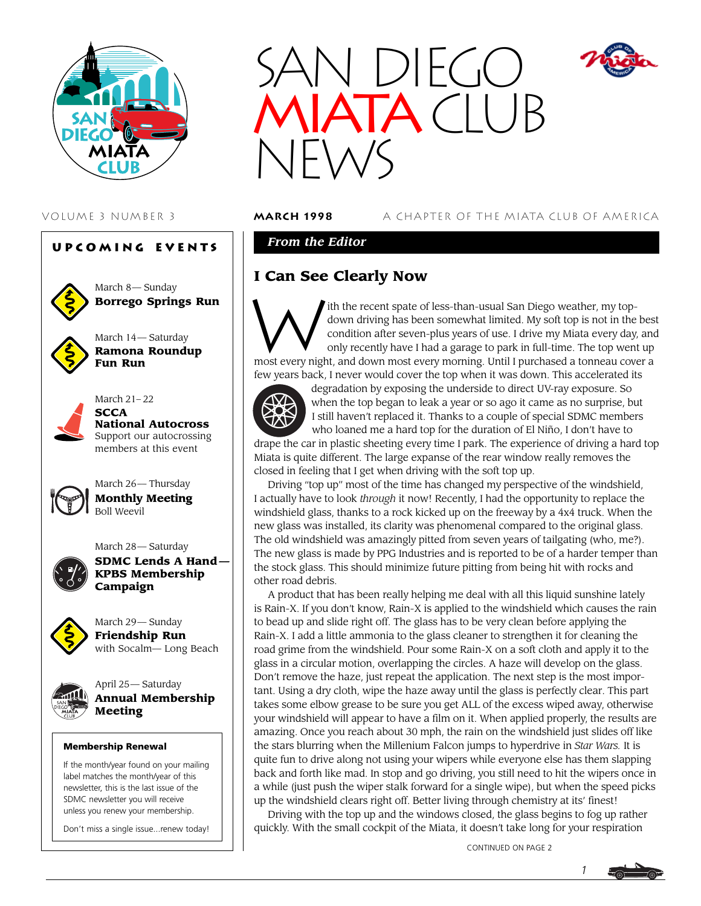# SAN DIEGO MIATA CLUB NEWS

VOLUME 3 NUMBER 3 — **MARCH 1998** — A CHAPTER OF THE MIATA CLUB OF AMERICA

## UPCOMING EVENTS

March 8— Sunday
**Borrego Springs Run**

March 14— Saturday
**Ramona Roundup Fun Run**

March 21–22
**SCCA National Autocross**
Support our autocrossing members at this event

March 26— Thursday
**Monthly Meeting**
Boll Weevil

March 28— Saturday
**SDMC Lends A Hand— KPBS Membership Campaign**

March 29— Sunday
**Friendship Run**
with Socalm— Long Beach

April 25— Saturday
**Annual Membership Meeting**

### Membership Renewal

If the month/year found on your mailing label matches the month/year of this newsletter, this is the last issue of the SDMC newsletter you will receive unless you renew your membership.

Don't miss a single issue...renew today!

## *From the Editor*

## I Can See Clearly Now

With the recent spate of less-than-usual San Diego weather, my top-down driving has been somewhat limited. My soft top is not in the best condition after seven-plus years of use. I drive my Miata every day, and only recently have I had a garage to park in full-time. The top went up most every night, and down most every morning. Until I purchased a tonneau cover a few years back, I never would cover the top when it was down. This accelerated its degradation by exposing the underside to direct UV-ray exposure. So when the top began to leak a year or so ago it came as no surprise, but I still haven't replaced it. Thanks to a couple of special SDMC members who loaned me a hard top for the duration of El Niño, I don't have to drape the car in plastic sheeting every time I park. The experience of driving a hard top Miata is quite different. The large expanse of the rear window really removes the closed in feeling that I get when driving with the soft top up.

Driving "top up" most of the time has changed my perspective of the windshield, I actually have to look *through* it now! Recently, I had the opportunity to replace the windshield glass, thanks to a rock kicked up on the freeway by a 4x4 truck. When the new glass was installed, its clarity was phenomenal compared to the original glass. The old windshield was amazingly pitted from seven years of tailgating (who, me?). The new glass is made by PPG Industries and is reported to be of a harder temper than the stock glass. This should minimize future pitting from being hit with rocks and other road debris.

A product that has been really helping me deal with all this liquid sunshine lately is Rain-X. If you don't know, Rain-X is applied to the windshield which causes the rain to bead up and slide right off. The glass has to be very clean before applying the Rain-X. I add a little ammonia to the glass cleaner to strengthen it for cleaning the road grime from the windshield. Pour some Rain-X on a soft cloth and apply it to the glass in a circular motion, overlapping the circles. A haze will develop on the glass. Don't remove the haze, just repeat the application. The next step is the most important. Using a dry cloth, wipe the haze away until the glass is perfectly clear. This part takes some elbow grease to be sure you get ALL of the excess wiped away, otherwise your windshield will appear to have a film on it. When applied properly, the results are amazing. Once you reach about 30 mph, the rain on the windshield just slides off like the stars blurring when the Millenium Falcon jumps to hyperdrive in *Star Wars.* It is quite fun to drive along not using your wipers while everyone else has them slapping back and forth like mad. In stop and go driving, you still need to hit the wipers once in a while (just push the wiper stalk forward for a single wipe), but when the speed picks up the windshield clears right off. Better living through chemistry at its' finest!

Driving with the top up and the windows closed, the glass begins to fog up rather quickly. With the small cockpit of the Miata, it doesn't take long for your respiration

CONTINUED ON PAGE 2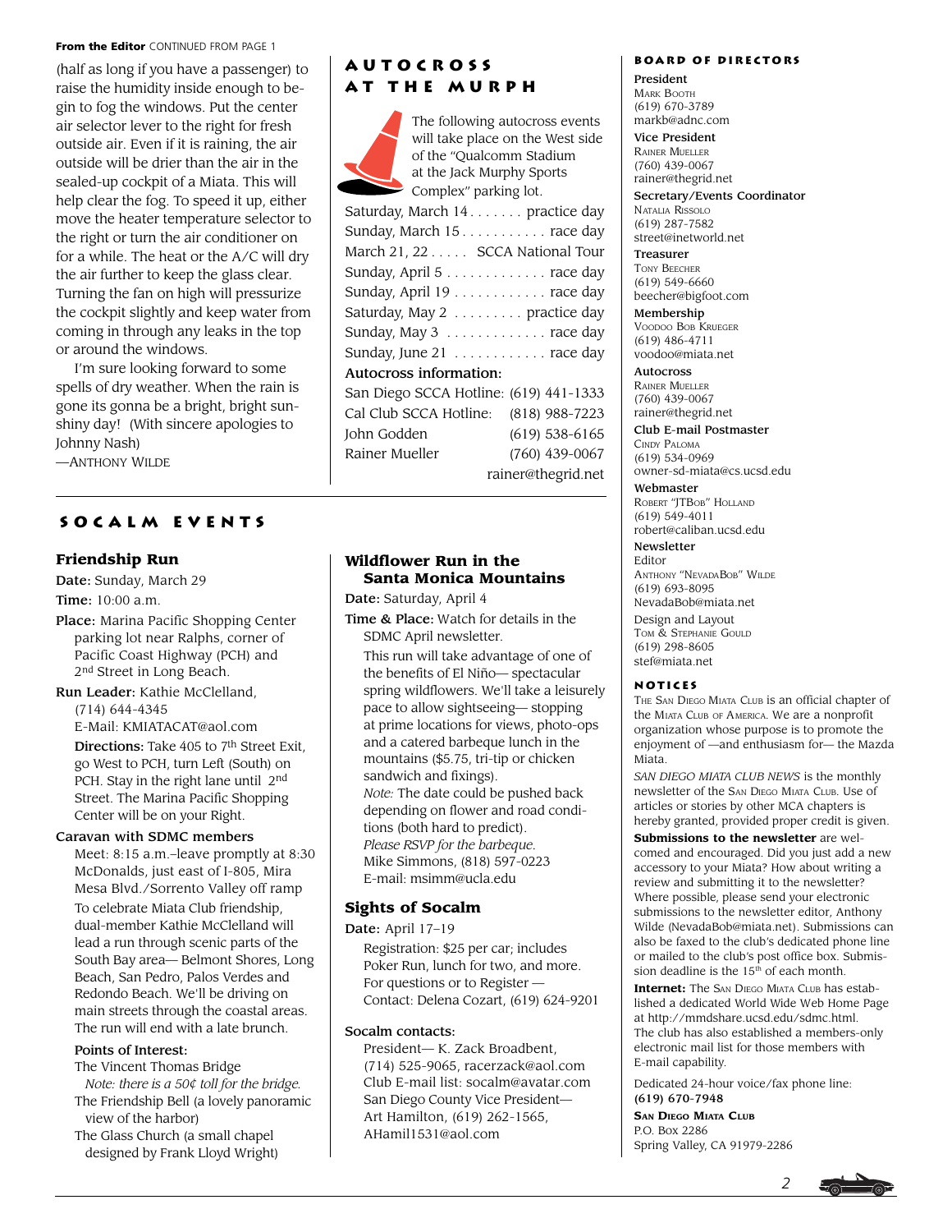**From the Editor** CONTINUED FROM PAGE 1

(half as long if you have a passenger) to raise the humidity inside enough to begin to fog the windows. Put the center air selector lever to the right for fresh outside air. Even if it is raining, the air outside will be drier than the air in the sealed-up cockpit of a Miata. This will help clear the fog. To speed it up, either move the heater temperature selector to the right or turn the air conditioner on for a while. The heat or the A/C will dry the air further to keep the glass clear. Turning the fan on high will pressurize the cockpit slightly and keep water from coming in through any leaks in the top or around the windows.

I'm sure looking forward to some spells of dry weather. When the rain is gone its gonna be a bright, bright sunshiny day! (With sincere apologies to Johnny Nash)

—Anthony Wilde

## Autocross at the Murph

The following autocross events will take place on the West side of the "Qualcomm Stadium at the Jack Murphy Sports Complex" parking lot.

| | |
|---|---|
| Saturday, March 14 | practice day |
| Sunday, March 15 | race day |
| March 21, 22 | SCCA National Tour |
| Sunday, April 5 | race day |
| Sunday, April 19 | race day |
| Saturday, May 2 | practice day |
| Sunday, May 3 | race day |
| Sunday, June 21 | race day |

**Autocross information:**

| | |
|---|---|
| San Diego SCCA Hotline: | (619) 441-1333 |
| Cal Club SCCA Hotline: | (818) 988-7223 |
| John Godden | (619) 538-6165 |
| Rainer Mueller | (760) 439-0067 |
| | rainer@thegrid.net |

## Socalm Events

### Friendship Run

**Date:** Sunday, March 29

**Time:** 10:00 a.m.

**Place:** Marina Pacific Shopping Center parking lot near Ralphs, corner of Pacific Coast Highway (PCH) and 2nd Street in Long Beach.

**Run Leader:** Kathie McClelland, (714) 644-4345
E-Mail: KMIATACAT@aol.com

**Directions:** Take 405 to 7th Street Exit, go West to PCH, turn Left (South) on PCH. Stay in the right lane until 2nd Street. The Marina Pacific Shopping Center will be on your Right.

**Caravan with SDMC members**

Meet: 8:15 a.m.–leave promptly at 8:30 McDonalds, just east of I-805, Mira Mesa Blvd./Sorrento Valley off ramp

To celebrate Miata Club friendship, dual-member Kathie McClelland will lead a run through scenic parts of the South Bay area— Belmont Shores, Long Beach, San Pedro, Palos Verdes and Redondo Beach. We'll be driving on main streets through the coastal areas. The run will end with a late brunch.

**Points of Interest:**

The Vincent Thomas Bridge
*Note: there is a 50¢ toll for the bridge.*

The Friendship Bell (a lovely panoramic view of the harbor)

The Glass Church (a small chapel designed by Frank Lloyd Wright)

### Wildflower Run in the Santa Monica Mountains

**Date:** Saturday, April 4

**Time & Place:** Watch for details in the SDMC April newsletter.

This run will take advantage of one of the benefits of El Niño— spectacular spring wildflowers. We'll take a leisurely pace to allow sightseeing— stopping at prime locations for views, photo-ops and a catered barbeque lunch in the mountains ($5.75, tri-tip or chicken sandwich and fixings).

*Note:* The date could be pushed back depending on flower and road conditions (both hard to predict).

*Please RSVP for the barbeque.*
Mike Simmons, (818) 597-0223
E-mail: msimm@ucla.edu

### Sights of Socalm

**Date:** April 17–19

Registration: $25 per car; includes Poker Run, lunch for two, and more. For questions or to Register — Contact: Delena Cozart, (619) 624-9201

**Socalm contacts:**

President— K. Zack Broadbent, (714) 525-9065, racerzack@aol.com
Club E-mail list: socalm@avatar.com
San Diego County Vice President— Art Hamilton, (619) 262-1565, AHamil1531@aol.com

## Board of Directors

**President**
Mark Booth
(619) 670-3789
markb@adnc.com

**Vice President**
Rainer Mueller
(760) 439-0067
rainer@thegrid.net

**Secretary/Events Coordinator**
Natalia Rissolo
(619) 287-7582
street@inetworld.net

**Treasurer**
Tony Beecher
(619) 549-6660
beecher@bigfoot.com

**Membership**
Voodoo Bob Krueger
(619) 486-4711
voodoo@miata.net

**Autocross**
Rainer Mueller
(760) 439-0067
rainer@thegrid.net

**Club E-mail Postmaster**
Cindy Paloma
(619) 534-0969
owner-sd-miata@cs.ucsd.edu

**Webmaster**
Robert "JTBob" Holland
(619) 549-4011
robert@caliban.ucsd.edu

**Newsletter**
Editor
Anthony "NevadaBob" Wilde
(619) 693-8095
NevadaBob@miata.net

Design and Layout
Tom & Stephanie Gould
(619) 298-8605
stef@miata.net

## Notices

The San Diego Miata Club is an official chapter of the Miata Club of America. We are a nonprofit organization whose purpose is to promote the enjoyment of —and enthusiasm for— the Mazda Miata.

*SAN DIEGO MIATA CLUB NEWS* is the monthly newsletter of the San Diego Miata Club. Use of articles or stories by other MCA chapters is hereby granted, provided proper credit is given.

**Submissions to the newsletter** are welcomed and encouraged. Did you just add a new accessory to your Miata? How about writing a review and submitting it to the newsletter? Where possible, please send your electronic submissions to the newsletter editor, Anthony Wilde (NevadaBob@miata.net). Submissions can also be faxed to the club's dedicated phone line or mailed to the club's post office box. Submission deadline is the 15th of each month.

**Internet:** The San Diego Miata Club has established a dedicated World Wide Web Home Page at http://mmdshare.ucsd.edu/sdmc.html. The club has also established a members-only electronic mail list for those members with E-mail capability.

Dedicated 24-hour voice/fax phone line:
**(619) 670-7948**

**San Diego Miata Club**
P.O. Box 2286
Spring Valley, CA 91979-2286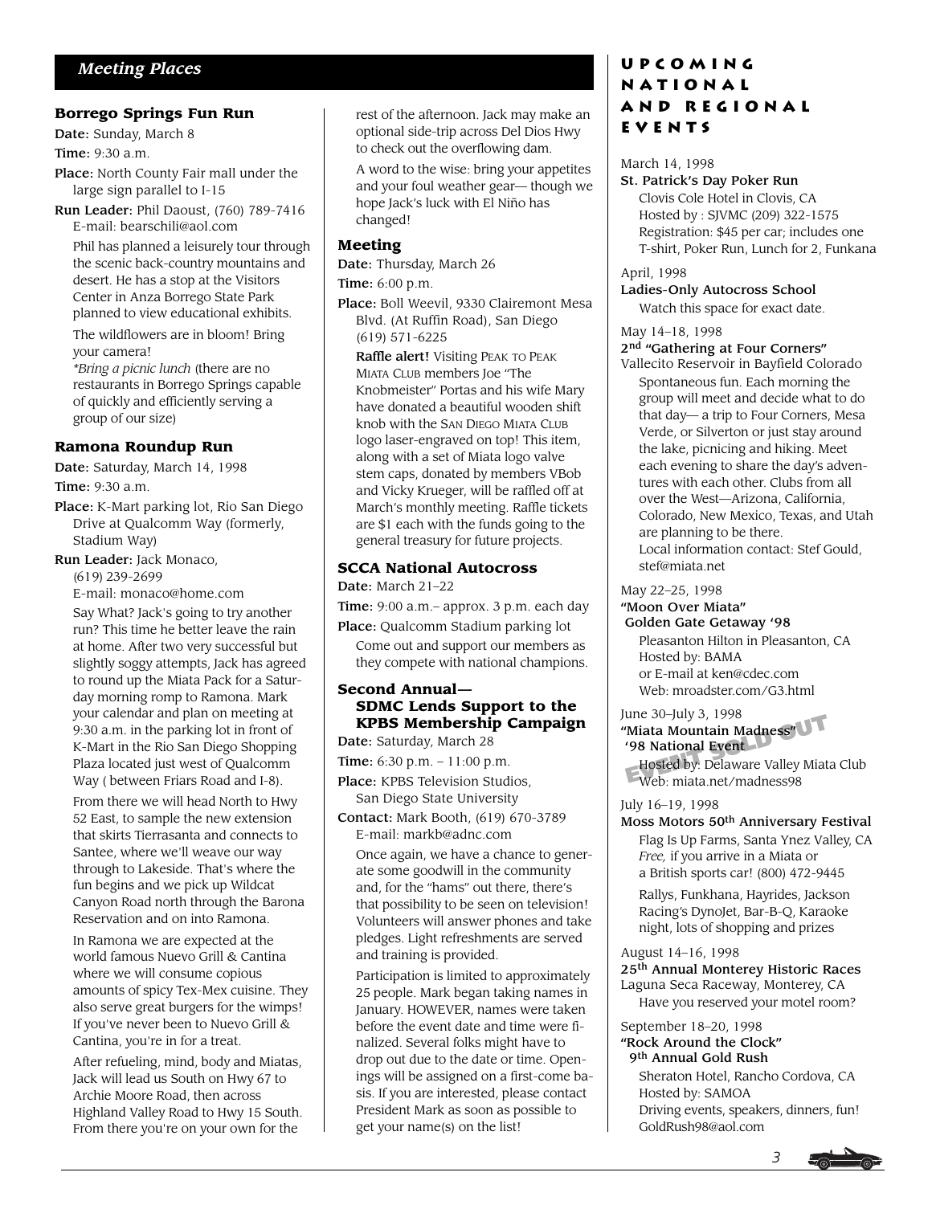## Meeting Places

### Borrego Springs Fun Run

**Date:** Sunday, March 8

**Time:** 9:30 a.m.

**Place:** North County Fair mall under the large sign parallel to I-15

**Run Leader:** Phil Daoust, (760) 789-7416 E-mail: bearschili@aol.com

Phil has planned a leisurely tour through the scenic back-country mountains and desert. He has a stop at the Visitors Center in Anza Borrego State Park planned to view educational exhibits.

The wildflowers are in bloom! Bring your camera!

*\*Bring a picnic lunch* (there are no restaurants in Borrego Springs capable of quickly and efficiently serving a group of our size)

### Ramona Roundup Run

**Date:** Saturday, March 14, 1998

**Time:** 9:30 a.m.

**Place:** K-Mart parking lot, Rio San Diego Drive at Qualcomm Way (formerly, Stadium Way)

**Run Leader:** Jack Monaco, (619) 239-2699 E-mail: monaco@home.com

Say What? Jack's going to try another run? This time he better leave the rain at home. After two very successful but slightly soggy attempts, Jack has agreed to round up the Miata Pack for a Saturday morning romp to Ramona. Mark your calendar and plan on meeting at 9:30 a.m. in the parking lot in front of K-Mart in the Rio San Diego Shopping Plaza located just west of Qualcomm Way ( between Friars Road and I-8).

From there we will head North to Hwy 52 East, to sample the new extension that skirts Tierrasanta and connects to Santee, where we'll weave our way through to Lakeside. That's where the fun begins and we pick up Wildcat Canyon Road north through the Barona Reservation and on into Ramona.

In Ramona we are expected at the world famous Nuevo Grill & Cantina where we will consume copious amounts of spicy Tex-Mex cuisine. They also serve great burgers for the wimps! If you've never been to Nuevo Grill & Cantina, you're in for a treat.

After refueling, mind, body and Miatas, Jack will lead us South on Hwy 67 to Archie Moore Road, then across Highland Valley Road to Hwy 15 South. From there you're on your own for the rest of the afternoon. Jack may make an optional side-trip across Del Dios Hwy to check out the overflowing dam.

A word to the wise: bring your appetites and your foul weather gear— though we hope Jack's luck with El Niño has changed!

### Meeting

**Date:** Thursday, March 26

**Time:** 6:00 p.m.

**Place:** Boll Weevil, 9330 Clairemont Mesa Blvd. (At Ruffin Road), San Diego (619) 571-6225

**Raffle alert!** Visiting Peak to Peak Miata Club members Joe "The Knobmeister" Portas and his wife Mary have donated a beautiful wooden shift knob with the San Diego Miata Club logo laser-engraved on top! This item, along with a set of Miata logo valve stem caps, donated by members VBob and Vicky Krueger, will be raffled off at March's monthly meeting. Raffle tickets are $1 each with the funds going to the general treasury for future projects.

### SCCA National Autocross

**Date:** March 21–22

**Time:** 9:00 a.m.– approx. 3 p.m. each day

**Place:** Qualcomm Stadium parking lot

Come out and support our members as they compete with national champions.

### Second Annual— SDMC Lends Support to the KPBS Membership Campaign

**Date:** Saturday, March 28

**Time:** 6:30 p.m. – 11:00 p.m.

**Place:** KPBS Television Studios, San Diego State University

**Contact:** Mark Booth, (619) 670-3789 E-mail: markb@adnc.com

Once again, we have a chance to generate some goodwill in the community and, for the "hams" out there, there's that possibility to be seen on television! Volunteers will answer phones and take pledges. Light refreshments are served and training is provided.

Participation is limited to approximately 25 people. Mark began taking names in January. HOWEVER, names were taken before the event date and time were finalized. Several folks might have to drop out due to the date or time. Openings will be assigned on a first-come basis. If you are interested, please contact President Mark as soon as possible to get your name(s) on the list!

## Upcoming National and Regional Events

March 14, 1998
**St. Patrick's Day Poker Run**
Clovis Cole Hotel in Clovis, CA
Hosted by : SJVMC (209) 322-1575
Registration: $45 per car; includes one T-shirt, Poker Run, Lunch for 2, Funkana

April, 1998
**Ladies-Only Autocross School**
Watch this space for exact date.

May 14–18, 1998
**2nd "Gathering at Four Corners"**
Vallecito Reservoir in Bayfield Colorado
Spontaneous fun. Each morning the group will meet and decide what to do that day— a trip to Four Corners, Mesa Verde, or Silverton or just stay around the lake, picnicing and hiking. Meet each evening to share the day's adventures with each other. Clubs from all over the West—Arizona, California, Colorado, New Mexico, Texas, and Utah are planning to be there.
Local information contact: Stef Gould, stef@miata.net

May 22–25, 1998
**"Moon Over Miata" Golden Gate Getaway '98**
Pleasanton Hilton in Pleasanton, CA
Hosted by: BAMA
or E-mail at ken@cdec.com
Web: mroadster.com/G3.html

June 30–July 3, 1998
**"Miata Mountain Madness" '98 National Event**
EVENT SOLD OUT
Hosted by: Delaware Valley Miata Club
Web: miata.net/madness98

July 16–19, 1998
**Moss Motors 50th Anniversary Festival**
Flag Is Up Farms, Santa Ynez Valley, CA
*Free,* if you arrive in a Miata or a British sports car! (800) 472-9445
Rallys, Funkhana, Hayrides, Jackson Racing's DynoJet, Bar-B-Q, Karaoke night, lots of shopping and prizes

August 14–16, 1998
**25th Annual Monterey Historic Races**
Laguna Seca Raceway, Monterey, CA
Have you reserved your motel room?

September 18–20, 1998
**"Rock Around the Clock" 9th Annual Gold Rush**
Sheraton Hotel, Rancho Cordova, CA
Hosted by: SAMOA
Driving events, speakers, dinners, fun!
GoldRush98@aol.com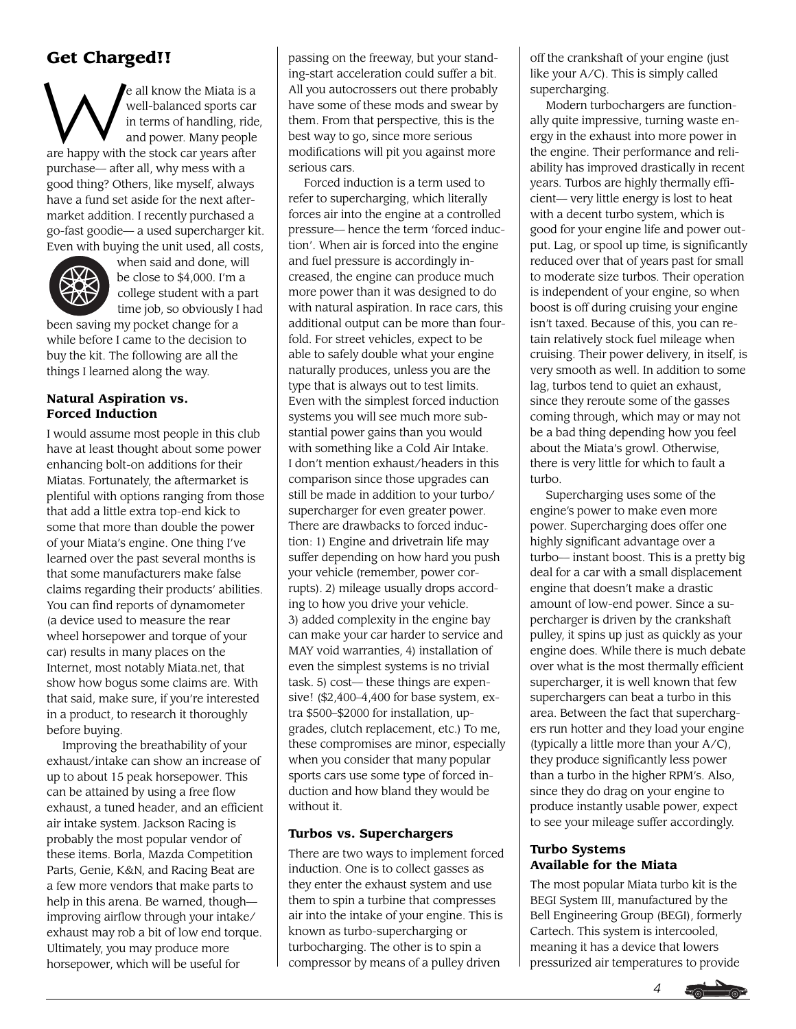## Get Charged!!

We all know the Miata is a well-balanced sports car in terms of handling, ride, and power. Many people are happy with the stock car years after purchase— after all, why mess with a good thing? Others, like myself, always have a fund set aside for the next aftermarket addition. I recently purchased a go-fast goodie— a used supercharger kit. Even with buying the unit used, all costs, when said and done, will be close to $4,000. I'm a college student with a part time job, so obviously I had been saving my pocket change for a while before I came to the decision to buy the kit. The following are all the things I learned along the way.

### Natural Aspiration vs. Forced Induction

I would assume most people in this club have at least thought about some power enhancing bolt-on additions for their Miatas. Fortunately, the aftermarket is plentiful with options ranging from those that add a little extra top-end kick to some that more than double the power of your Miata's engine. One thing I've learned over the past several months is that some manufacturers make false claims regarding their products' abilities. You can find reports of dynamometer (a device used to measure the rear wheel horsepower and torque of your car) results in many places on the Internet, most notably Miata.net, that show how bogus some claims are. With that said, make sure, if you're interested in a product, to research it thoroughly before buying.

Improving the breathability of your exhaust/intake can show an increase of up to about 15 peak horsepower. This can be attained by using a free flow exhaust, a tuned header, and an efficient air intake system. Jackson Racing is probably the most popular vendor of these items. Borla, Mazda Competition Parts, Genie, K&N, and Racing Beat are a few more vendors that make parts to help in this arena. Be warned, though— improving airflow through your intake/exhaust may rob a bit of low end torque. Ultimately, you may produce more horsepower, which will be useful for passing on the freeway, but your standing-start acceleration could suffer a bit. All you autocrossers out there probably have some of these mods and swear by them. From that perspective, this is the best way to go, since more serious modifications will pit you against more serious cars.

Forced induction is a term used to refer to supercharging, which literally forces air into the engine at a controlled pressure— hence the term 'forced induction'. When air is forced into the engine and fuel pressure is accordingly increased, the engine can produce much more power than it was designed to do with natural aspiration. In race cars, this additional output can be more than fourfold. For street vehicles, expect to be able to safely double what your engine naturally produces, unless you are the type that is always out to test limits. Even with the simplest forced induction systems you will see much more substantial power gains than you would with something like a Cold Air Intake. I don't mention exhaust/headers in this comparison since those upgrades can still be made in addition to your turbo/supercharger for even greater power. There are drawbacks to forced induction: 1) Engine and drivetrain life may suffer depending on how hard you push your vehicle (remember, power corrupts). 2) mileage usually drops according to how you drive your vehicle. 3) added complexity in the engine bay can make your car harder to service and MAY void warranties, 4) installation of even the simplest systems is no trivial task. 5) cost— these things are expensive! ($2,400–4,400 for base system, extra $500–$2000 for installation, upgrades, clutch replacement, etc.) To me, these compromises are minor, especially when you consider that many popular sports cars use some type of forced induction and how bland they would be without it.

### Turbos vs. Superchargers

There are two ways to implement forced induction. One is to collect gasses as they enter the exhaust system and use them to spin a turbine that compresses air into the intake of your engine. This is known as turbo-supercharging or turbocharging. The other is to spin a compressor by means of a pulley driven off the crankshaft of your engine (just like your A/C). This is simply called supercharging.

Modern turbochargers are functionally quite impressive, turning waste energy in the exhaust into more power in the engine. Their performance and reliability has improved drastically in recent years. Turbos are highly thermally efficient— very little energy is lost to heat with a decent turbo system, which is good for your engine life and power output. Lag, or spool up time, is significantly reduced over that of years past for small to moderate size turbos. Their operation is independent of your engine, so when boost is off during cruising your engine isn't taxed. Because of this, you can retain relatively stock fuel mileage when cruising. Their power delivery, in itself, is very smooth as well. In addition to some lag, turbos tend to quiet an exhaust, since they reroute some of the gasses coming through, which may or may not be a bad thing depending how you feel about the Miata's growl. Otherwise, there is very little for which to fault a turbo.

Supercharging uses some of the engine's power to make even more power. Supercharging does offer one highly significant advantage over a turbo— instant boost. This is a pretty big deal for a car with a small displacement engine that doesn't make a drastic amount of low-end power. Since a supercharger is driven by the crankshaft pulley, it spins up just as quickly as your engine does. While there is much debate over what is the most thermally efficient supercharger, it is well known that few superchargers can beat a turbo in this area. Between the fact that superchargers run hotter and they load your engine (typically a little more than your A/C), they produce significantly less power than a turbo in the higher RPM's. Also, since they do drag on your engine to produce instantly usable power, expect to see your mileage suffer accordingly.

### Turbo Systems Available for the Miata

The most popular Miata turbo kit is the BEGI System III, manufactured by the Bell Engineering Group (BEGI), formerly Cartech. This system is intercooled, meaning it has a device that lowers pressurized air temperatures to provide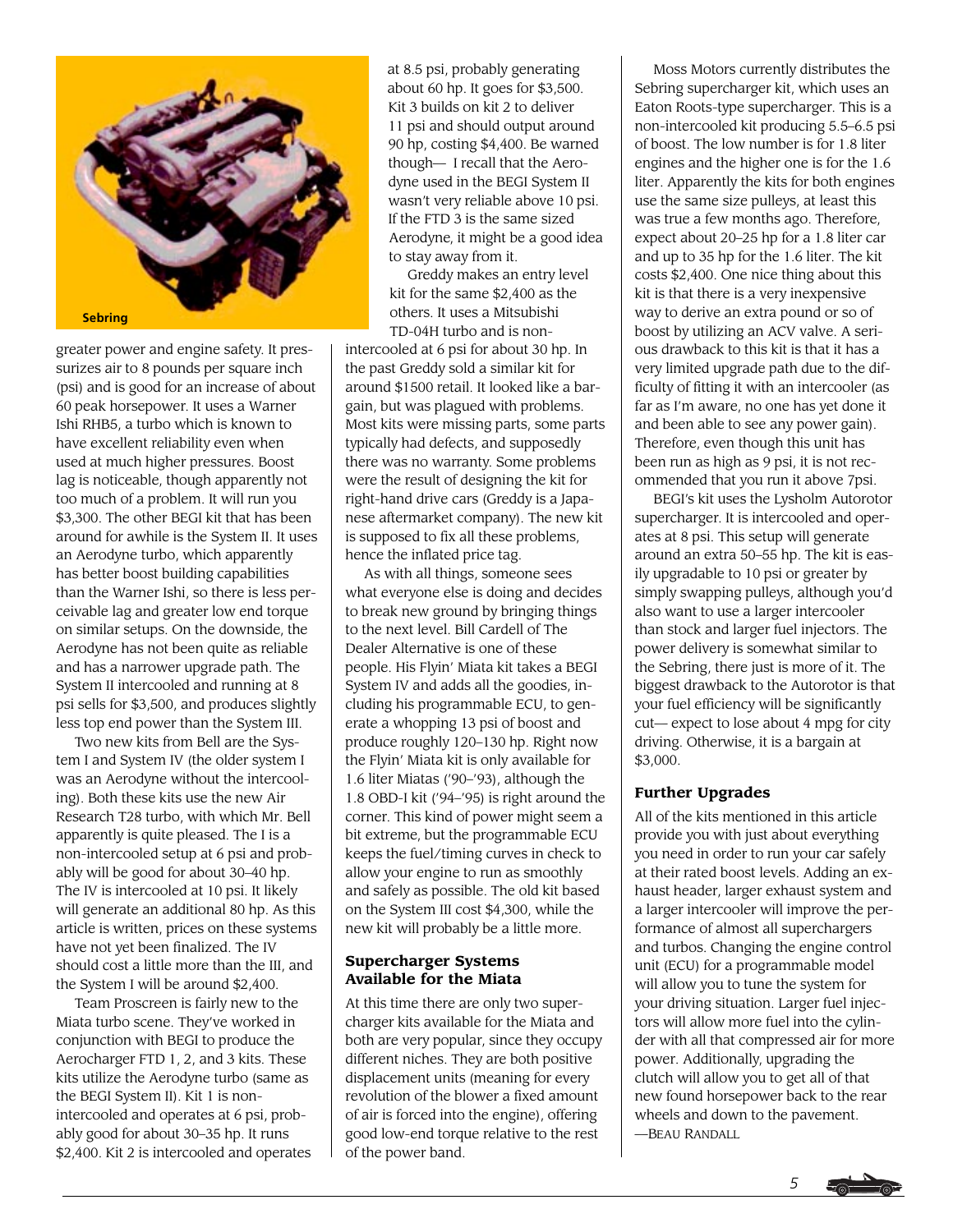Sebring

greater power and engine safety. It pressurizes air to 8 pounds per square inch (psi) and is good for an increase of about 60 peak horsepower. It uses a Warner Ishi RHB5, a turbo which is known to have excellent reliability even when used at much higher pressures. Boost lag is noticeable, though apparently not too much of a problem. It will run you $3,300. The other BEGI kit that has been around for awhile is the System II. It uses an Aerodyne turbo, which apparently has better boost building capabilities than the Warner Ishi, so there is less perceivable lag and greater low end torque on similar setups. On the downside, the Aerodyne has not been quite as reliable and has a narrower upgrade path. The System II intercooled and running at 8 psi sells for $3,500, and produces slightly less top end power than the System III.

Two new kits from BEGI are the System I and System IV (the older system I was an Aerodyne without the intercooling). Both these kits use the new Air Research T28 turbo, with which Mr. Bell apparently is quite pleased. The I is a non-intercooled setup at 6 psi and probably will be good for about 30–40 hp. The IV is intercooled at 10 psi. It likely will generate an additional 80 hp. As this article is written, prices on these systems have not yet been finalized. The IV should cost a little more than the III, and the System I will be around $2,400.

Team Proscreen is fairly new to the Miata turbo scene. They've worked in conjunction with BEGI to produce the Aerocharger FTD 1, 2, and 3 kits. These kits utilize the Aerodyne turbo (same as the BEGI System II). Kit 1 is non-intercooled and operates at 6 psi, probably good for about 30–35 hp. It runs $2,400. Kit 2 is intercooled and operates at 8.5 psi, probably generating about 60 hp. It goes for $3,500. Kit 3 builds on kit 2 to deliver 11 psi and should output around 90 hp, costing $4,400. Be warned though— I recall that the Aerodyne used in the BEGI System II wasn't very reliable above 10 psi. If the FTD 3 is the same sized Aerodyne, it might be a good idea to stay away from it.

Greddy makes an entry level kit for the same $2,400 as the others. It uses a Mitsubishi TD-04H turbo and is non-intercooled at 6 psi for about 30 hp. In the past Greddy sold a similar kit for around $1500 retail. It looked like a bargain, but was plagued with problems. Most kits were missing parts, some parts typically had defects, and supposedly there was no warranty. Some problems were the result of designing the kit for right-hand drive cars (Greddy is a Japanese aftermarket company). The new kit is supposed to fix all these problems, hence the inflated price tag.

As with all things, someone sees what everyone else is doing and decides to break new ground by bringing things to the next level. Bill Cardell of The Dealer Alternative is one of these people. His Flyin' Miata kit takes a BEGI System IV and adds all the goodies, including his programmable ECU, to generate a whopping 13 psi of boost and produce roughly 120–130 hp. Right now the Flyin' Miata kit is only available for 1.6 liter Miatas ('90–'93), although the 1.8 OBD-I kit ('94–'95) is right around the corner. This kind of power might seem a bit extreme, but the programmable ECU keeps the fuel/timing curves in check to allow your engine to run as smoothly and safely as possible. The old kit based on the System III cost $4,300, while the new kit will probably be a little more.

## Supercharger Systems Available for the Miata

At this time there are only two supercharger kits available for the Miata and both are very popular, since they occupy different niches. They are both positive displacement units (meaning for every revolution of the blower a fixed amount of air is forced into the engine), offering good low-end torque relative to the rest of the power band.

Moss Motors currently distributes the Sebring supercharger kit, which uses an Eaton Roots-type supercharger. This is a non-intercooled kit producing 5.5–6.5 psi of boost. The low number is for 1.8 liter engines and the higher one is for the 1.6 liter. Apparently the kits for both engines use the same size pulleys, at least this was true a few months ago. Therefore, expect about 20–25 hp for a 1.8 liter car and up to 35 hp for the 1.6 liter. The kit costs $2,400. One nice thing about this kit is that there is a very inexpensive way to derive an extra pound or so of boost by utilizing an ACV valve. A serious drawback to this kit is that it has a very limited upgrade path due to the difficulty of fitting it with an intercooler (as far as I'm aware, no one has yet done it and been able to see any power gain). Therefore, even though this unit has been run as high as 9 psi, it is not recommended that you run it above 7psi.

BEGI's kit uses the Lysholm Autorotor supercharger. It is intercooled and operates at 8 psi. This setup will generate around an extra 50–55 hp. The kit is easily upgradable to 10 psi or greater by simply swapping pulleys, although you'd also want to use a larger intercooler than stock and larger fuel injectors. The power delivery is somewhat similar to the Sebring, there just is more of it. The biggest drawback to the Autorotor is that your fuel efficiency will be significantly cut— expect to lose about 4 mpg for city driving. Otherwise, it is a bargain at $3,000.

## Further Upgrades

All of the kits mentioned in this article provide you with just about everything you need in order to run your car safely at their rated boost levels. Adding an exhaust header, larger exhaust system and a larger intercooler will improve the performance of almost all superchargers and turbos. Changing the engine control unit (ECU) for a programmable model will allow you to tune the system for your driving situation. Larger fuel injectors will allow more fuel into the cylinder with all that compressed air for more power. Additionally, upgrading the clutch will allow you to get all of that new found horsepower back to the rear wheels and down to the pavement.

—Beau Randall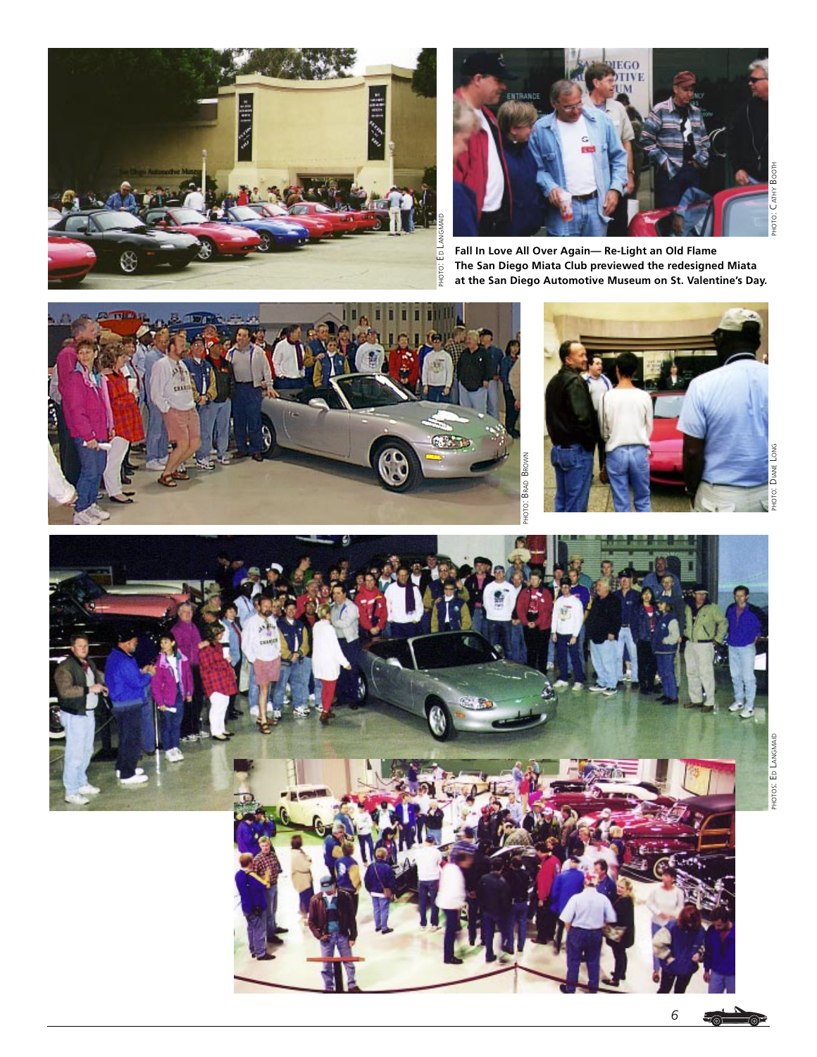PHOTO: ED LANGMAID

PHOTO: CATHY BOOTH

**Fall In Love All Over Again— Re-Light an Old Flame**
**The San Diego Miata Club previewed the redesigned Miata at the San Diego Automotive Museum on St. Valentine's Day.**

PHOTO: BRAD BROWN

PHOTO: DIANE LONG

PHOTOS: ED LANGMAID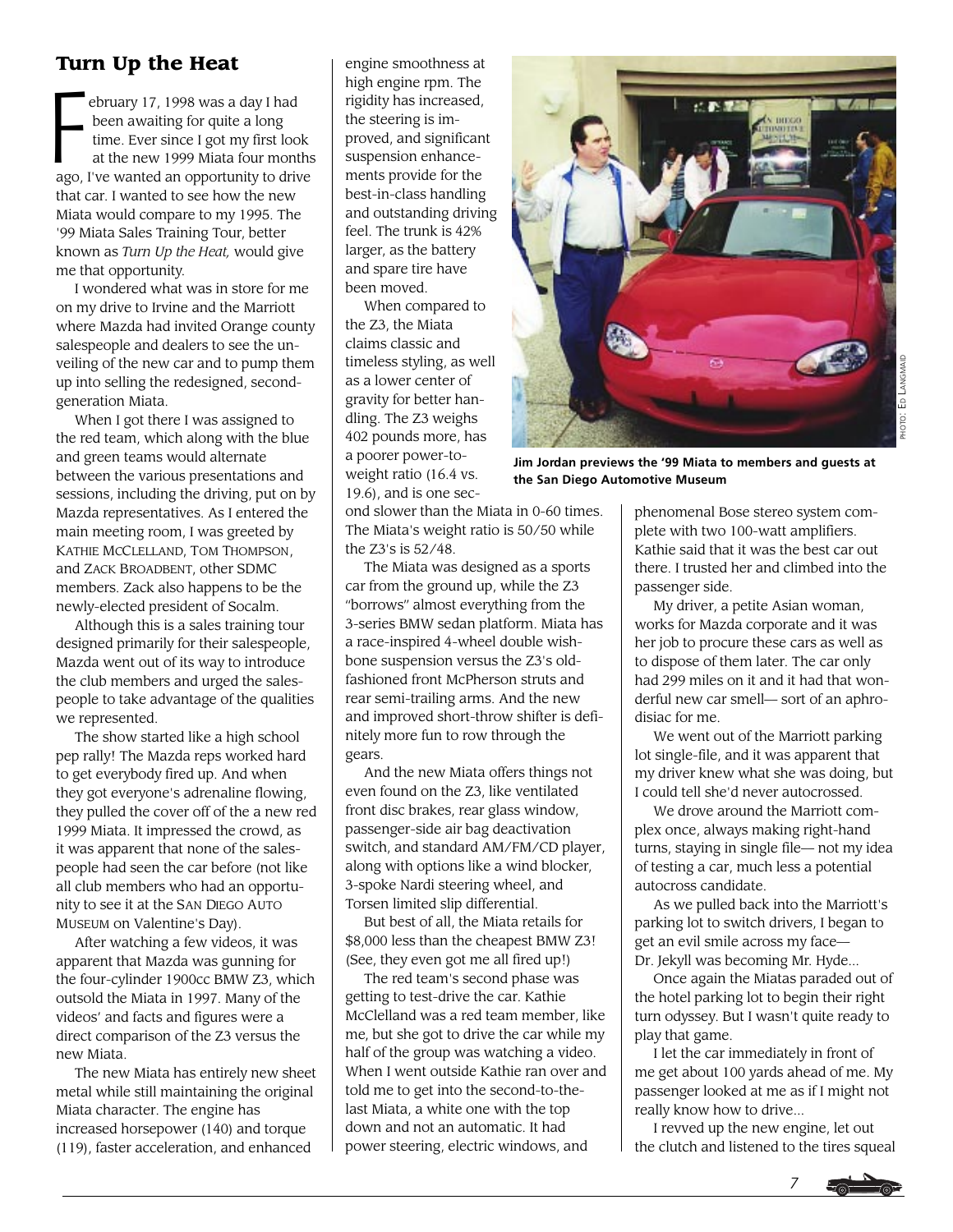## Turn Up the Heat

February 17, 1998 was a day I had been awaiting for quite a long time. Ever since I got my first look at the new 1999 Miata four months ago, I've wanted an opportunity to drive that car. I wanted to see how the new Miata would compare to my 1995. The '99 Miata Sales Training Tour, better known as *Turn Up the Heat,* would give me that opportunity.

I wondered what was in store for me on my drive to Irvine and the Marriott where Mazda had invited Orange county salespeople and dealers to see the unveiling of the new car and to pump them up into selling the redesigned, second-generation Miata.

When I got there I was assigned to the red team, which along with the blue and green teams would alternate between the various presentations and sessions, including the driving, put on by Mazda representatives. As I entered the main meeting room, I was greeted by KATHIE MCCLELLAND, TOM THOMPSON, and ZACK BROADBENT, other SDMC members. Zack also happens to be the newly-elected president of Socalm.

Although this is a sales training tour designed primarily for their salespeople, Mazda went out of its way to introduce the club members and urged the salespeople to take advantage of the qualities we represented.

The show started like a high school pep rally! The Mazda reps worked hard to get everybody fired up. And when they got everyone's adrenaline flowing, they pulled the cover off of the a new red 1999 Miata. It impressed the crowd, as it was apparent that none of the salespeople had seen the car before (not like all club members who had an opportunity to see it at the SAN DIEGO AUTO MUSEUM on Valentine's Day).

After watching a few videos, it was apparent that Mazda was gunning for the four-cylinder 1900cc BMW Z3, which outsold the Miata in 1997. Many of the videos' and facts and figures were a direct comparison of the Z3 versus the new Miata.

The new Miata has entirely new sheet metal while still maintaining the original Miata character. The engine has increased horsepower (140) and torque (119), faster acceleration, and enhanced engine smoothness at high engine rpm. The rigidity has increased, the steering is improved, and significant suspension enhancements provide for the best-in-class handling and outstanding driving feel. The trunk is 42% larger, as the battery and spare tire have been moved.

When compared to the Z3, the Miata claims classic and timeless styling, as well as a lower center of gravity for better handling. The Z3 weighs 402 pounds more, has a poorer power-to-weight ratio (16.4 vs. 19.6), and is one second slower than the Miata in 0-60 times. The Miata's weight ratio is 50/50 while the Z3's is 52/48.

The Miata was designed as a sports car from the ground up, while the Z3 “borrows” almost everything from the 3-series BMW sedan platform. Miata has a race-inspired 4-wheel double wishbone suspension versus the Z3's old-fashioned front McPherson struts and rear semi-trailing arms. And the new and improved short-throw shifter is definitely more fun to row through the gears.

And the new Miata offers things not even found on the Z3, like ventilated front disc brakes, rear glass window, passenger-side air bag deactivation switch, and standard AM/FM/CD player, along with options like a wind blocker, 3-spoke Nardi steering wheel, and Torsen limited slip differential.

But best of all, the Miata retails for $8,000 less than the cheapest BMW Z3! (See, they even got me all fired up!)

The red team's second phase was getting to test-drive the car. Kathie McClelland was a red team member, like me, but she got to drive the car while my half of the group was watching a video. When I went outside Kathie ran over and told me to get into the second-to-the-last Miata, a white one with the top down and not an automatic. It had power steering, electric windows, and phenomenal Bose stereo system complete with two 100-watt amplifiers. Kathie said that it was the best car out there. I trusted her and climbed into the passenger side.

Jim Jordan previews the '99 Miata to members and guests at the San Diego Automotive Museum

PHOTO: ED LANGMAID

My driver, a petite Asian woman, works for Mazda corporate and it was her job to procure these cars as well as to dispose of them later. The car only had 299 miles on it and it had that wonderful new car smell— sort of an aphrodisiac for me.

We went out of the Marriott parking lot single-file, and it was apparent that my driver knew what she was doing, but I could tell she'd never autocrossed.

We drove around the Marriott complex once, always making right-hand turns, staying in single file— not my idea of testing a car, much less a potential autocross candidate.

As we pulled back into the Marriott's parking lot to switch drivers, I began to get an evil smile across my face— Dr. Jekyll was becoming Mr. Hyde...

Once again the Miatas paraded out of the hotel parking lot to begin their right turn odyssey. But I wasn't quite ready to play that game.

I let the car immediately in front of me get about 100 yards ahead of me. My passenger looked at me as if I might not really know how to drive...

I revved up the new engine, let out the clutch and listened to the tires squeal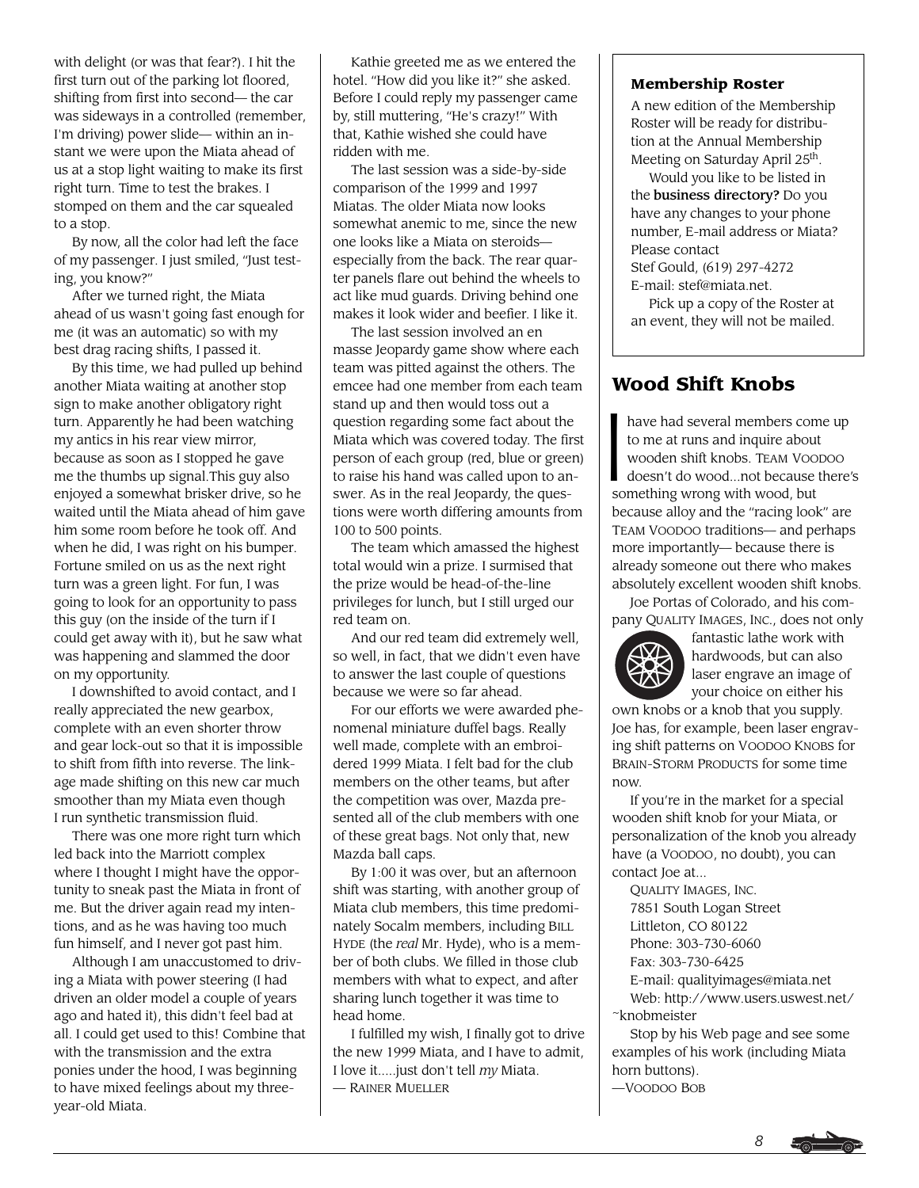with delight (or was that fear?). I hit the first turn out of the parking lot floored, shifting from first into second— the car was sideways in a controlled (remember, I'm driving) power slide— within an instant we were upon the Miata ahead of us at a stop light waiting to make its first right turn. Time to test the brakes. I stomped on them and the car squealed to a stop.

By now, all the color had left the face of my passenger. I just smiled, "Just testing, you know?"

After we turned right, the Miata ahead of us wasn't going fast enough for me (it was an automatic) so with my best drag racing shifts, I passed it.

By this time, we had pulled up behind another Miata waiting at another stop sign to make another obligatory right turn. Apparently he had been watching my antics in his rear view mirror, because as soon as I stopped he gave me the thumbs up signal.This guy also enjoyed a somewhat brisker drive, so he waited until the Miata ahead of him gave him some room before he took off. And when he did, I was right on his bumper. Fortune smiled on us as the next right turn was a green light. For fun, I was going to look for an opportunity to pass this guy (on the inside of the turn if I could get away with it), but he saw what was happening and slammed the door on my opportunity.

I downshifted to avoid contact, and I really appreciated the new gearbox, complete with an even shorter throw and gear lock-out so that it is impossible to shift from fifth into reverse. The linkage made shifting on this new car much smoother than my Miata even though I run synthetic transmission fluid.

There was one more right turn which led back into the Marriott complex where I thought I might have the opportunity to sneak past the Miata in front of me. But the driver again read my intentions, and as he was having too much fun himself, and I never got past him.

Although I am unaccustomed to driving a Miata with power steering (I had driven an older model a couple of years ago and hated it), this didn't feel bad at all. I could get used to this! Combine that with the transmission and the extra ponies under the hood, I was beginning to have mixed feelings about my three-year-old Miata.

Kathie greeted me as we entered the hotel. "How did you like it?" she asked. Before I could reply my passenger came by, still muttering, "He's crazy!" With that, Kathie wished she could have ridden with me.

The last session was a side-by-side comparison of the 1999 and 1997 Miatas. The older Miata now looks somewhat anemic to me, since the new one looks like a Miata on steroids— especially from the back. The rear quarter panels flare out behind the wheels to act like mud guards. Driving behind one makes it look wider and beefier. I like it.

The last session involved an en masse Jeopardy game show where each team was pitted against the others. The emcee had one member from each team stand up and then would toss out a question regarding some fact about the Miata which was covered today. The first person of each group (red, blue or green) to raise his hand was called upon to answer. As in the real Jeopardy, the questions were worth differing amounts from 100 to 500 points.

The team which amassed the highest total would win a prize. I surmised that the prize would be head-of-the-line privileges for lunch, but I still urged our red team on.

And our red team did extremely well, so well, in fact, that we didn't even have to answer the last couple of questions because we were so far ahead.

For our efforts we were awarded phenomenal miniature duffel bags. Really well made, complete with an embroidered 1999 Miata. I felt bad for the club members on the other teams, but after the competition was over, Mazda presented all of the club members with one of these great bags. Not only that, new Mazda ball caps.

By 1:00 it was over, but an afternoon shift was starting, with another group of Miata club members, this time predominately Socalm members, including BILL HYDE (the *real* Mr. Hyde), who is a member of both clubs. We filled in those club members with what to expect, and after sharing lunch together it was time to head home.

I fulfilled my wish, I finally got to drive the new 1999 Miata, and I have to admit, I love it.....just don't tell *my* Miata.
— RAINER MUELLER

**Membership Roster**

A new edition of the Membership Roster will be ready for distribution at the Annual Membership Meeting on Saturday April 25th.

Would you like to be listed in the **business directory?** Do you have any changes to your phone number, E-mail address or Miata? Please contact
Stef Gould, (619) 297-4272
E-mail: stef@miata.net.

Pick up a copy of the Roster at an event, they will not be mailed.

## Wood Shift Knobs

I have had several members come up to me at runs and inquire about wooden shift knobs. TEAM VOODOO doesn't do wood...not because there's something wrong with wood, but because alloy and the "racing look" are TEAM VOODOO traditions— and perhaps more importantly— because there is already someone out there who makes absolutely excellent wooden shift knobs.

Joe Portas of Colorado, and his company QUALITY IMAGES, INC., does not only fantastic lathe work with hardwoods, but can also laser engrave an image of your choice on either his own knobs or a knob that you supply. Joe has, for example, been laser engraving shift patterns on VOODOO KNOBS for BRAIN-STORM PRODUCTS for some time now.

If you're in the market for a special wooden shift knob for your Miata, or personalization of the knob you already have (a VOODOO, no doubt), you can contact Joe at...

QUALITY IMAGES, INC.
7851 South Logan Street
Littleton, CO 80122
Phone: 303-730-6060
Fax: 303-730-6425
E-mail: qualityimages@miata.net
Web: http://www.users.uswest.net/~knobmeister

Stop by his Web page and see some examples of his work (including Miata horn buttons).
—VOODOO BOB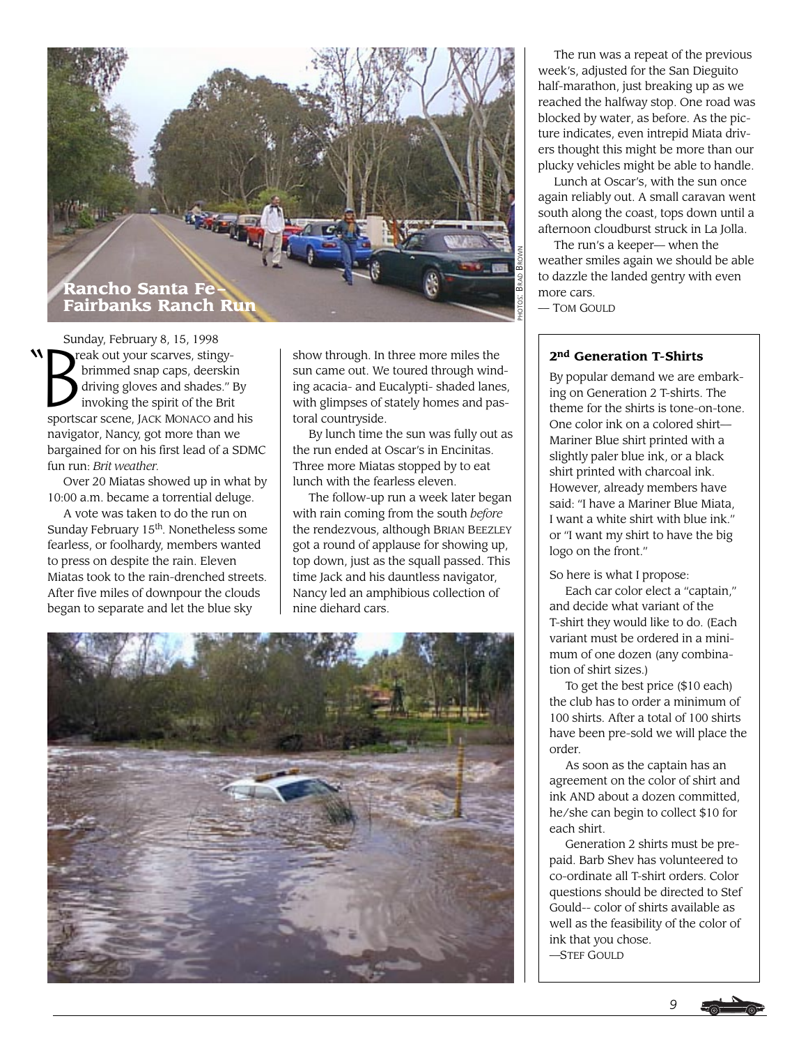# Rancho Santa Fe–Fairbanks Ranch Run

PHOTOS: BRAD BROWN

Sunday, February 8, 15, 1998

"Break out your scarves, stingy-brimmed snap caps, deerskin driving gloves and shades." By invoking the spirit of the Brit sportscar scene, JACK MONACO and his navigator, Nancy, got more than we bargained for on his first lead of a SDMC fun run: *Brit weather.*

Over 20 Miatas showed up in what by 10:00 a.m. became a torrential deluge.

A vote was taken to do the run on Sunday February 15th. Nonetheless some fearless, or foolhardy, members wanted to press on despite the rain. Eleven Miatas took to the rain-drenched streets. After five miles of downpour the clouds began to separate and let the blue sky show through. In three more miles the sun came out. We toured through winding acacia- and Eucalypti- shaded lanes, with glimpses of stately homes and pastoral countryside.

By lunch time the sun was fully out as the run ended at Oscar's in Encinitas. Three more Miatas stopped by to eat lunch with the fearless eleven.

The follow-up run a week later began with rain coming from the south *before* the rendezvous, although BRIAN BEEZLEY got a round of applause for showing up, top down, just as the squall passed. This time Jack and his dauntless navigator, Nancy led an amphibious collection of nine diehard cars.

The run was a repeat of the previous week's, adjusted for the San Dieguito half-marathon, just breaking up as we reached the halfway stop. One road was blocked by water, as before. As the picture indicates, even intrepid Miata drivers thought this might be more than our plucky vehicles might be able to handle.

Lunch at Oscar's, with the sun once again reliably out. A small caravan went south along the coast, tops down until a afternoon cloudburst struck in La Jolla.

The run's a keeper— when the weather smiles again we should be able to dazzle the landed gentry with even more cars.

— TOM GOULD

## 2nd Generation T-Shirts

By popular demand we are embarking on Generation 2 T-Shirts. The theme for the shirts is tone-on-tone. One color ink on a colored shirt— Mariner Blue shirt printed with a slightly paler blue ink, or a black shirt printed with charcoal ink. However, already members have said: "I have a Mariner Blue Miata, I want a white shirt with blue ink." or "I want my shirt to have the big logo on the front."

So here is what I propose:

Each car color elect a "captain," and decide what variant of the T-shirt they would like to do. (Each variant must be ordered in a minimum of one dozen (any combination of shirt sizes.)

To get the best price ($10 each) the club has to order a minimum of 100 shirts. After a total of 100 shirts have been pre-sold we will place the order.

As soon as the captain has an agreement on the color of shirt and ink AND about a dozen committed, he/she can begin to collect $10 for each shirt.

Generation 2 shirts must be prepaid. Barb Shev has volunteered to co-ordinate all T-shirt orders. Color questions should be directed to Stef Gould-- color of shirts available as well as the feasibility of the color of ink that you chose.

—STEF GOULD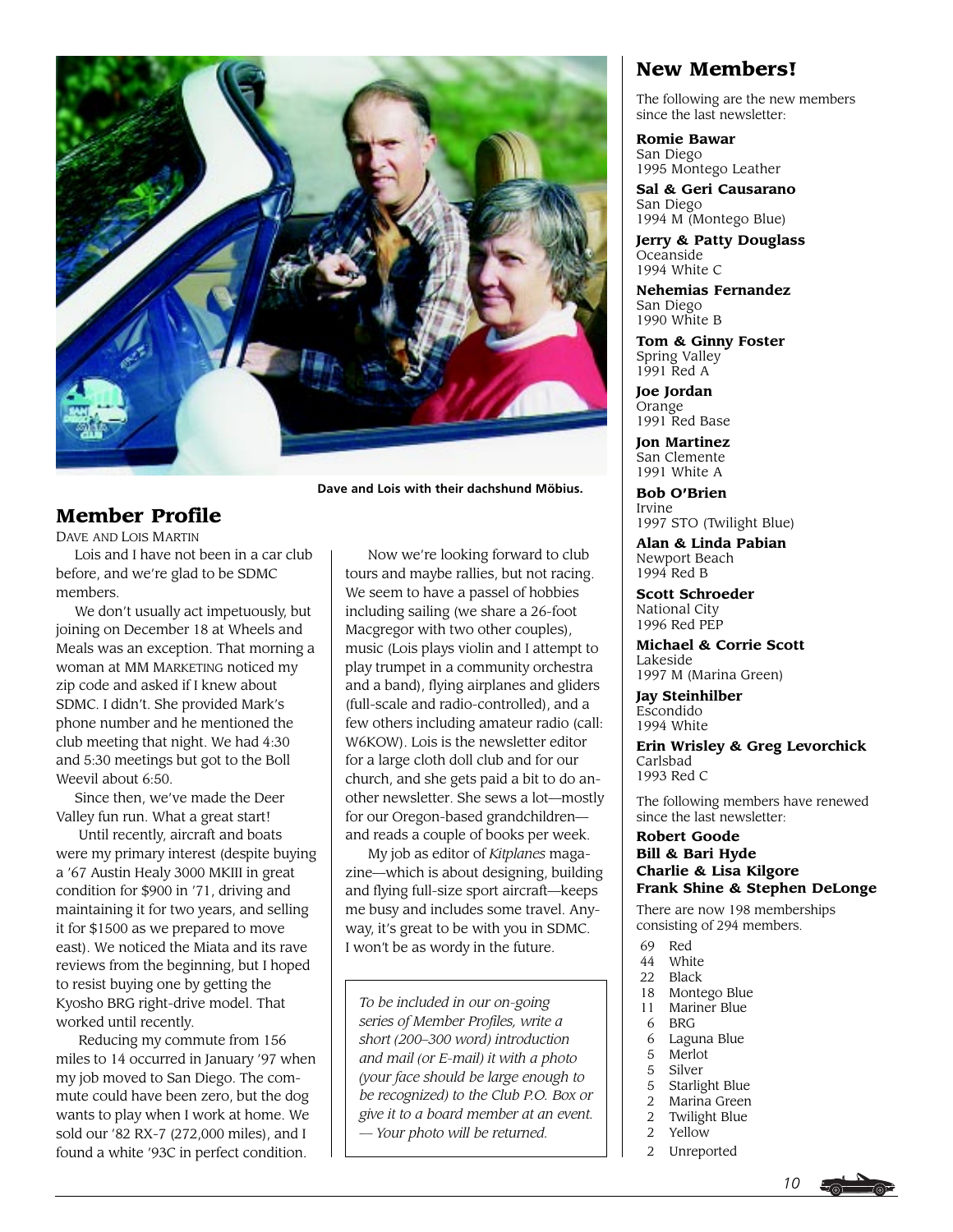Dave and Lois with their dachshund Möbius.

## Member Profile

DAVE AND LOIS MARTIN

Lois and I have not been in a car club before, and we're glad to be SDMC members.

We don't usually act impetuously, but joining on December 18 at Wheels and Meals was an exception. That morning a woman at MM MARKETING noticed my zip code and asked if I knew about SDMC. I didn't. She provided Mark's phone number and he mentioned the club meeting that night. We had 4:30 and 5:30 meetings but got to the Boll Weevil about 6:50.

Since then, we've made the Deer Valley fun run. What a great start!

Until recently, aircraft and boats were my primary interest (despite buying a '67 Austin Healy 3000 MKIII in great condition for $900 in '71, driving and maintaining it for two years, and selling it for $1500 as we prepared to move east). We noticed the Miata and its rave reviews from the beginning, but I hoped to resist buying one by getting the Kyosho BRG right-drive model. That worked until recently.

Reducing my commute from 156 miles to 14 occurred in January '97 when my job moved to San Diego. The commute could have been zero, but the dog wants to play when I work at home. We sold our '82 RX-7 (272,000 miles), and I found a white '93C in perfect condition.

Now we're looking forward to club tours and maybe rallies, but not racing. We seem to have a passel of hobbies including sailing (we share a 26-foot Macgregor with two other couples), music (Lois plays violin and I attempt to play trumpet in a community orchestra and a band), flying airplanes and gliders (full-scale and radio-controlled), and a few others including amateur radio (call: W6KOW). Lois is the newsletter editor for a large cloth doll club and for our church, and she gets paid a bit to do another newsletter. She sews a lot—mostly for our Oregon-based grandchildren—and reads a couple of books per week.

My job as editor of *Kitplanes* magazine—which is about designing, building and flying full-size sport aircraft—keeps me busy and includes some travel. Anyway, it's great to be with you in SDMC. I won't be as wordy in the future.

*To be included in our on-going series of Member Profiles, write a short (200–300 word) introduction and mail (or E-mail) it with a photo (your face should be large enough to be recognized) to the Club P.O. Box or give it to a board member at an event. — Your photo will be returned.*

## New Members!

The following are the new members since the last newsletter:

**Romie Bawar**
San Diego
1995 Montego Leather

**Sal & Geri Causarano**
San Diego
1994 M (Montego Blue)

**Jerry & Patty Douglass**
Oceanside
1994 White C

**Nehemias Fernandez**
San Diego
1990 White B

**Tom & Ginny Foster**
Spring Valley
1991 Red A

**Joe Jordan**
Orange
1991 Red Base

**Jon Martinez**
San Clemente
1991 White A

**Bob O'Brien**
Irvine
1997 STO (Twilight Blue)

**Alan & Linda Pabian**
Newport Beach
1994 Red B

**Scott Schroeder**
National City
1996 Red PEP

**Michael & Corrie Scott**
Lakeside
1997 M (Marina Green)

**Jay Steinhilber**
Escondido
1994 White

**Erin Wrisley & Greg Levorchick**
Carlsbad
1993 Red C

The following members have renewed since the last newsletter:

**Robert Goode**
**Bill & Bari Hyde**
**Charlie & Lisa Kilgore**
**Frank Shine & Stephen DeLonge**

There are now 198 memberships consisting of 294 members.

| | |
|---|---|
| 69 | Red |
| 44 | White |
| 22 | Black |
| 18 | Montego Blue |
| 11 | Mariner Blue |
| 6 | BRG |
| 6 | Laguna Blue |
| 5 | Merlot |
| 5 | Silver |
| 5 | Starlight Blue |
| 2 | Marina Green |
| 2 | Twilight Blue |
| 2 | Yellow |
| 2 | Unreported |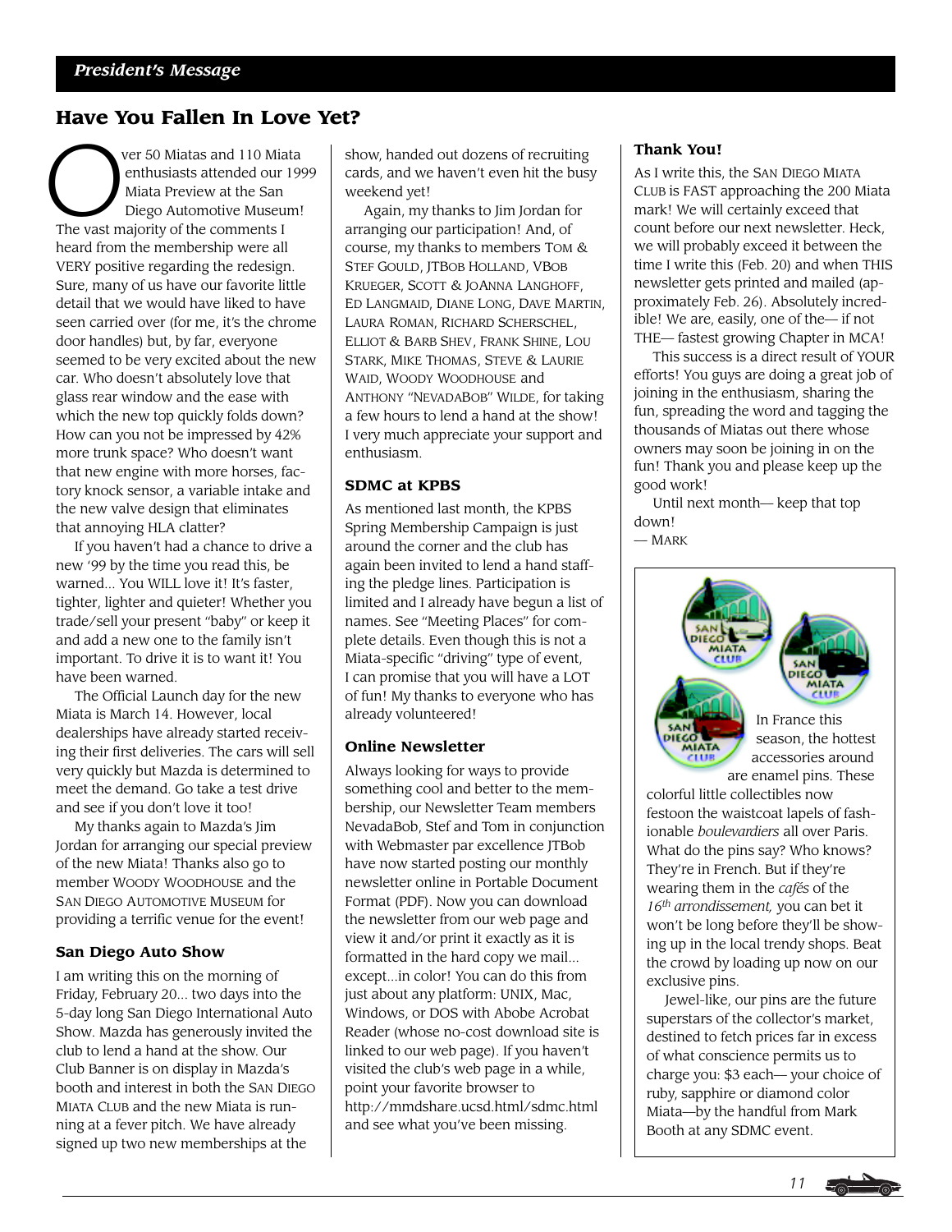## President's Message

# Have You Fallen In Love Yet?

Over 50 Miatas and 110 Miata enthusiasts attended our 1999 Miata Preview at the San Diego Automotive Museum! The vast majority of the comments I heard from the membership were all VERY positive regarding the redesign. Sure, many of us have our favorite little detail that we would have liked to have seen carried over (for me, it's the chrome door handles) but, by far, everyone seemed to be very excited about the new car. Who doesn't absolutely love that glass rear window and the ease with which the new top quickly folds down? How can you not be impressed by 42% more trunk space? Who doesn't want that new engine with more horses, factory knock sensor, a variable intake and the new valve design that eliminates that annoying HLA clatter?

If you haven't had a chance to drive a new '99 by the time you read this, be warned... You WILL love it! It's faster, tighter, lighter and quieter! Whether you trade/sell your present "baby" or keep it and add a new one to the family isn't important. To drive it is to want it! You have been warned.

The Official Launch day for the new Miata is March 14. However, local dealerships have already started receiving their first deliveries. The cars will sell very quickly but Mazda is determined to meet the demand. Go take a test drive and see if you don't love it too!

My thanks again to Mazda's Jim Jordan for arranging our special preview of the new Miata! Thanks also go to member Woody Woodhouse and the San Diego Automotive Museum for providing a terrific venue for the event!

### San Diego Auto Show

I am writing this on the morning of Friday, February 20... two days into the 5-day long San Diego International Auto Show. Mazda has generously invited the club to lend a hand at the show. Our Club Banner is on display in Mazda's booth and interest in both the San Diego Miata Club and the new Miata is running at a fever pitch. We have already signed up two new memberships at the show, handed out dozens of recruiting cards, and we haven't even hit the busy weekend yet!

Again, my thanks to Jim Jordan for arranging our participation! And, of course, my thanks to members Tom & Stef Gould, JTBob Holland, VBob Krueger, Scott & JoAnna Langhoff, Ed Langmaid, Diane Long, Dave Martin, Laura Roman, Richard Scherschel, Elliot & Barb Shev, Frank Shine, Lou Stark, Mike Thomas, Steve & Laurie Waid, Woody Woodhouse and Anthony "NevadaBob" Wilde, for taking a few hours to lend a hand at the show! I very much appreciate your support and enthusiasm.

### SDMC at KPBS

As mentioned last month, the KPBS Spring Membership Campaign is just around the corner and the club has again been invited to lend a hand staffing the pledge lines. Participation is limited and I already have begun a list of names. See "Meeting Places" for complete details. Even though this is not a Miata-specific "driving" type of event, I can promise that you will have a LOT of fun! My thanks to everyone who has already volunteered!

### Online Newsletter

Always looking for ways to provide something cool and better to the membership, our Newsletter Team members NevadaBob, Stef and Tom in conjunction with Webmaster par excellence JTBob have now started posting our monthly newsletter online in Portable Document Format (PDF). Now you can download the newsletter from our web page and view it and/or print it exactly as it is formatted in the hard copy we mail... except...in color! You can do this from just about any platform: UNIX, Mac, Windows, or DOS with Abobe Acrobat Reader (whose no-cost download site is linked to our web page). If you haven't visited the club's web page in a while, point your favorite browser to http://mmdshare.ucsd.html/sdmc.html and see what you've been missing.

### Thank You!

As I write this, the San Diego Miata Club is FAST approaching the 200 Miata mark! We will certainly exceed that count before our next newsletter. Heck, we will probably exceed it between the time I write this (Feb. 20) and when THIS newsletter gets printed and mailed (approximately Feb. 26). Absolutely incredible! We are, easily, one of the— if not THE— fastest growing Chapter in MCA!

This success is a direct result of YOUR efforts! You guys are doing a great job of joining in the enthusiasm, sharing the fun, spreading the word and tagging the thousands of Miatas out there whose owners may soon be joining in on the fun! Thank you and please keep up the good work!

Until next month— keep that top down!

— Mark

---

In France this season, the hottest accessories around are enamel pins. These colorful little collectibles now festoon the waistcoat lapels of fashionable *boulevardiers* all over Paris. What do the pins say? Who knows? They're in French. But if they're wearing them in the *cafés* of the *16th arrondissement,* you can bet it won't be long before they'll be showing up in the local trendy shops. Beat the crowd by loading up now on our exclusive pins.

Jewel-like, our pins are the future superstars of the collector's market, destined to fetch prices far in excess of what conscience permits us to charge you: $3 each— your choice of ruby, sapphire or diamond color Miata—by the handful from Mark Booth at any SDMC event.